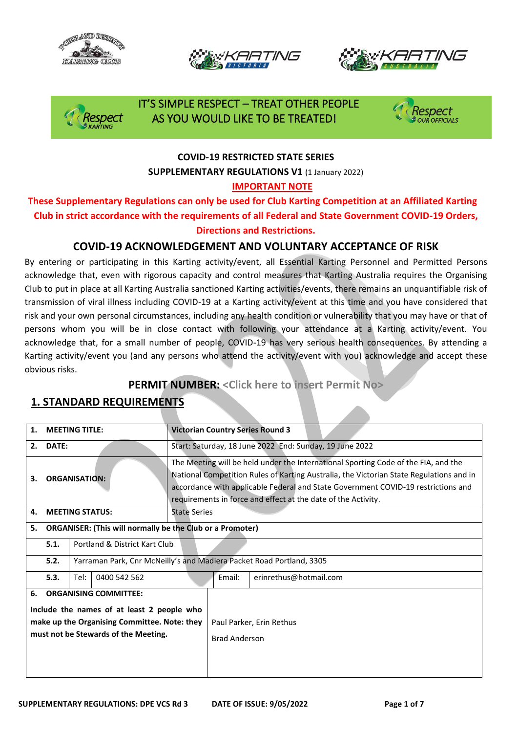IT'S SIMPLE RESPECT – TREAT OTHER PEOPLE AS YOU WOULD LIKE TO BE TREATED!

**COVID-19 RESTRICTED STATE SERIES**

**SUPPLEMENTARY REGULATIONS V1** (1 January 2022)

**IMPORTANT NOTE**

**These Supplementary Regulations can only be used for Club Karting Competition at an Affiliated Karting Club in strict accordance with the requirements of all Federal and State Government COVID-19 Orders, Directions and Restrictions.**

## COVID-19 ACKNOWLEDGEMENT AND VOLUNTARY ACCEPTANCE OF RISK

By entering or participating in this Karting activity/event, all Essential Karting Personnel and Permitted Persons acknowledge that, even with rigorous capacity and control measures that Karting Australia requires the Organising Club to put in place at all Karting Australia sanctioned Karting activities/events, there remains an unquantifiable risk of transmission of viral illness including COVID-19 at a Karting activity/event at this time and you have considered that risk and your own personal circumstances, including any health condition or vulnerability that you may have or that of persons whom you will be in close contact with following your attendance at a Karting activity/event. You acknowledge that, for a small number of people, COVID-19 has very serious health consequences. By attending a Karting activity/event you (and any persons who attend the activity/event with you) acknowledge and accept these obvious risks.

**PERMIT NUMBER:** <Click here to insert Permit No>

## 1. STANDARD REQUIREMENTS

| | | | | | |
|---|---|---|---|---|---|
| **1.** | **MEETING TITLE:** | **Victorian Country Series Round 3** | | | |
| **2.** | **DATE:** | Start: Saturday, 18 June 2022 End: Sunday, 19 June 2022 | | | |
| **3.** | **ORGANISATION:** | The Meeting will be held under the International Sporting Code of the FIA, and the National Competition Rules of Karting Australia, the Victorian State Regulations and in accordance with applicable Federal and State Government COVID-19 restrictions and requirements in force and effect at the date of the Activity. | | | |
| **4.** | **MEETING STATUS:** | State Series | | | |
| **5.** | **ORGANISER: (This will normally be the Club or a Promoter)** | | | | |
| **5.1.** | Portland & District Kart Club | | | | |
| **5.2.** | Yarraman Park, Cnr McNeilly's and Madiera Packet Road Portland, 3305 | | | | |
| **5.3.** | Tel: | 0400 542 562 | Email: | erinrethus@hotmail.com | |
| **6.** | **ORGANISING COMMITTEE:** Include the names of at least 2 people who make up the Organising Committee. Note: they must not be Stewards of the Meeting. | Paul Parker, Erin Rethus<br>Brad Anderson | | | |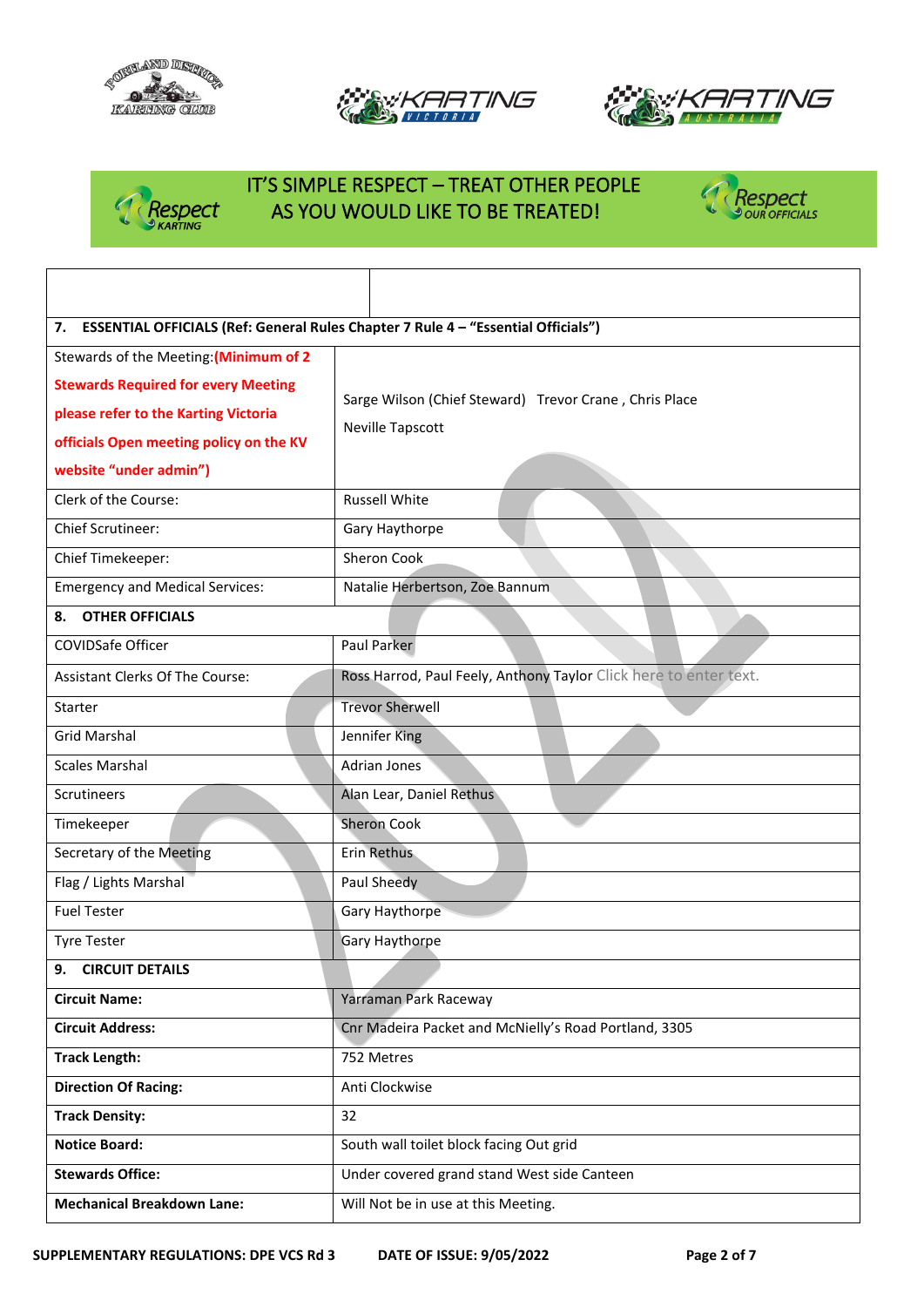**IT'S SIMPLE RESPECT – TREAT OTHER PEOPLE AS YOU WOULD LIKE TO BE TREATED!**

| | |
|---|---|
| **7. ESSENTIAL OFFICIALS (Ref: General Rules Chapter 7 Rule 4 – "Essential Officials")** | |
| Stewards of the Meeting: **(Minimum of 2 Stewards Required for every Meeting please refer to the Karting Victoria officials Open meeting policy on the KV website "under admin")** | Sarge Wilson (Chief Steward) Trevor Crane , Chris Place Neville Tapscott |
| Clerk of the Course: | Russell White |
| Chief Scrutineer: | Gary Haythorpe |
| Chief Timekeeper: | Sheron Cook |
| Emergency and Medical Services: | Natalie Herbertson, Zoe Bannum |
| **8. OTHER OFFICIALS** | |
| COVIDSafe Officer | Paul Parker |
| Assistant Clerks Of The Course: | Ross Harrod, Paul Feely, Anthony Taylor Click here to enter text. |
| Starter | Trevor Sherwell |
| Grid Marshal | Jennifer King |
| Scales Marshal | Adrian Jones |
| Scrutineers | Alan Lear, Daniel Rethus |
| Timekeeper | Sheron Cook |
| Secretary of the Meeting | Erin Rethus |
| Flag / Lights Marshal | Paul Sheedy |
| Fuel Tester | Gary Haythorpe |
| Tyre Tester | Gary Haythorpe |
| **9. CIRCUIT DETAILS** | |
| **Circuit Name:** | Yarraman Park Raceway |
| **Circuit Address:** | Cnr Madeira Packet and McNielly's Road Portland, 3305 |
| **Track Length:** | 752 Metres |
| **Direction Of Racing:** | Anti Clockwise |
| **Track Density:** | 32 |
| **Notice Board:** | South wall toilet block facing Out grid |
| **Stewards Office:** | Under covered grand stand West side Canteen |
| **Mechanical Breakdown Lane:** | Will Not be in use at this Meeting. |

SUPPLEMENTARY REGULATIONS: DPE VCS Rd 3 DATE OF ISSUE: 9/05/2022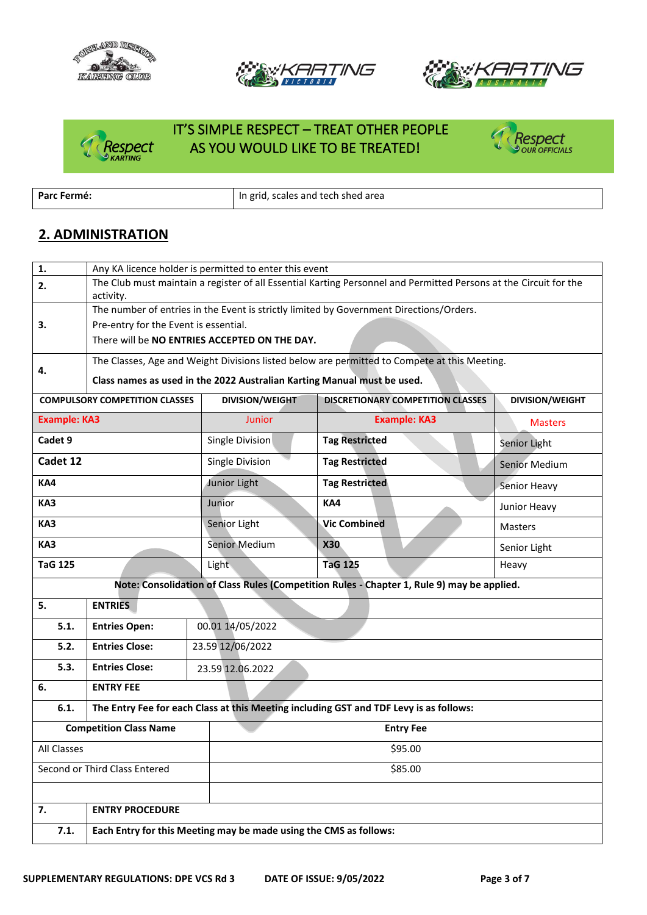IT'S SIMPLE RESPECT – TREAT OTHER PEOPLE AS YOU WOULD LIKE TO BE TREATED!

| **Parc Fermé:** | In grid, scales and tech shed area |
|---|---|

## 2. ADMINISTRATION

| | |
|---|---|
| **1.** | Any KA licence holder is permitted to enter this event |
| **2.** | The Club must maintain a register of all Essential Karting Personnel and Permitted Persons at the Circuit for the activity. |
| **3.** | The number of entries in the Event is strictly limited by Government Directions/Orders.<br>Pre-entry for the Event is essential.<br>There will be **NO ENTRIES ACCEPTED ON THE DAY.** |
| **4.** | The Classes, Age and Weight Divisions listed below are permitted to Compete at this Meeting.<br>**Class names as used in the 2022 Australian Karting Manual must be used.** |

| COMPULSORY COMPETITION CLASSES | DIVISION/WEIGHT | DISCRETIONARY COMPETITION CLASSES | DIVISION/WEIGHT |
|---|---|---|---|
| **Example: KA3** | Junior | **Example: KA3** | Masters |
| **Cadet 9** | Single Division | **Tag Restricted** | Senior Light |
| **Cadet 12** | Single Division | **Tag Restricted** | Senior Medium |
| **KA4** | Junior Light | **Tag Restricted** | Senior Heavy |
| **KA3** | Junior | **KA4** | Junior Heavy |
| **KA3** | Senior Light | **Vic Combined** | Masters |
| **KA3** | Senior Medium | **X30** | Senior Light |
| **TaG 125** | Light | **TaG 125** | Heavy |

**Note: Consolidation of Class Rules (Competition Rules - Chapter 1, Rule 9) may be applied.**

| | | |
|---|---|---|
| **5.** | **ENTRIES** | |
| **5.1.** | **Entries Open:** | 00.01 14/05/2022 |
| **5.2.** | **Entries Close:** | 23.59 12/06/2022 |
| **5.3.** | **Entries Close:** | 23.59 12.06.2022 |
| **6.** | **ENTRY FEE** | |
| **6.1.** | **The Entry Fee for each Class at this Meeting including GST and TDF Levy is as follows:** | |

| Competition Class Name | Entry Fee |
|---|---|
| All Classes | $95.00 |
| Second or Third Class Entered | $85.00 |
| | |

| | |
|---|---|
| **7.** | **ENTRY PROCEDURE** |
| **7.1.** | **Each Entry for this Meeting may be made using the CMS as follows:** |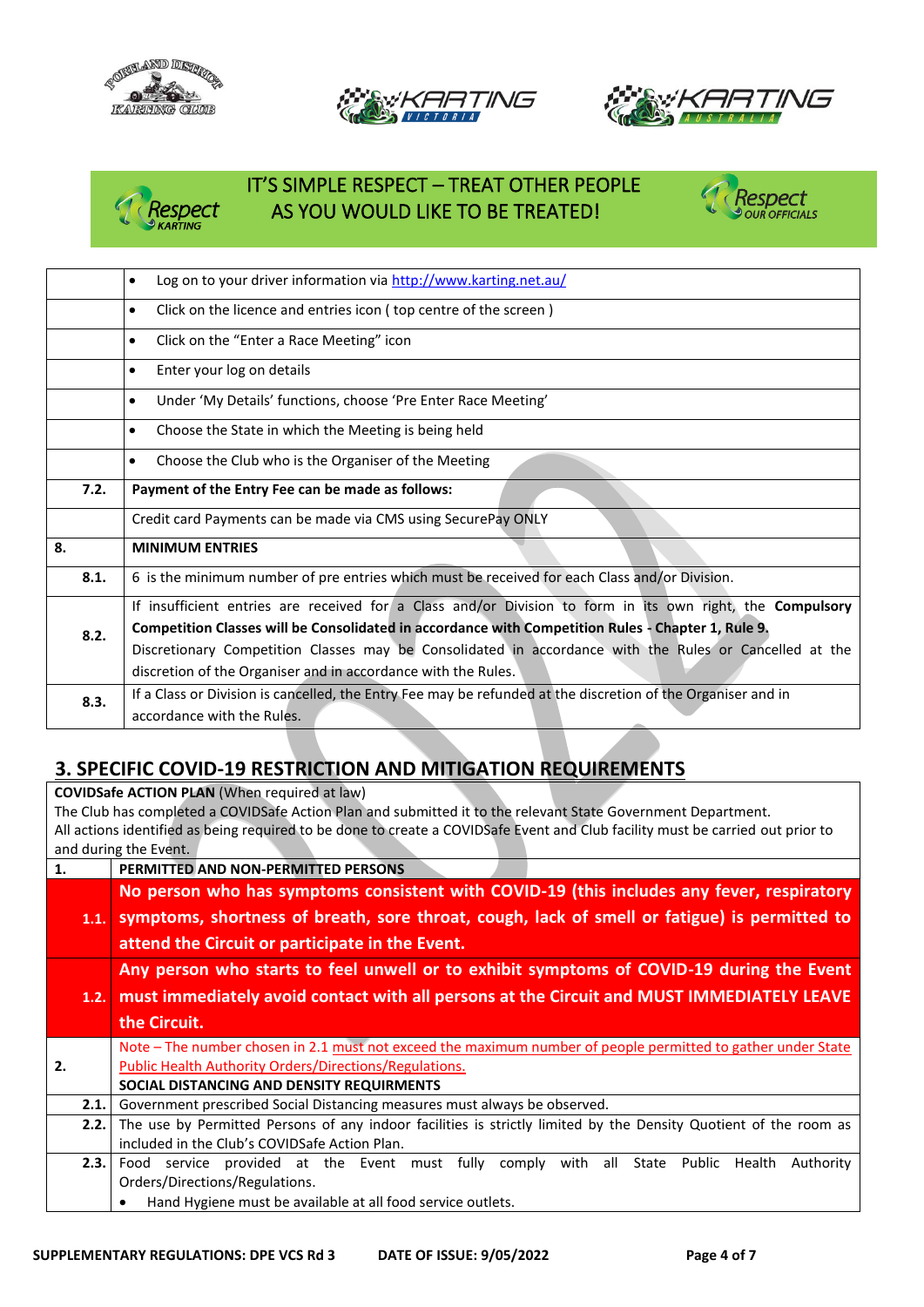IT'S SIMPLE RESPECT – TREAT OTHER PEOPLE AS YOU WOULD LIKE TO BE TREATED!

| | |
|---|---|
| | • Log on to your driver information via http://www.karting.net.au/ |
| | • Click on the licence and entries icon ( top centre of the screen ) |
| | • Click on the "Enter a Race Meeting" icon |
| | • Enter your log on details |
| | • Under 'My Details' functions, choose 'Pre Enter Race Meeting' |
| | • Choose the State in which the Meeting is being held |
| | • Choose the Club who is the Organiser of the Meeting |
| **7.2.** | **Payment of the Entry Fee can be made as follows:** |
| | Credit card Payments can be made via CMS using SecurePay ONLY |
| **8.** | **MINIMUM ENTRIES** |
| **8.1.** | 6 is the minimum number of pre entries which must be received for each Class and/or Division. |
| **8.2.** | If insufficient entries are received for a Class and/or Division to form in its own right, the **Compulsory Competition Classes will be Consolidated in accordance with Competition Rules - Chapter 1, Rule 9.** Discretionary Competition Classes may be Consolidated in accordance with the Rules or Cancelled at the discretion of the Organiser and in accordance with the Rules. |
| **8.3.** | If a Class or Division is cancelled, the Entry Fee may be refunded at the discretion of the Organiser and in accordance with the Rules. |

## 3. SPECIFIC COVID-19 RESTRICTION AND MITIGATION REQUIREMENTS

**COVIDSafe ACTION PLAN** (When required at law)
The Club has completed a COVIDSafe Action Plan and submitted it to the relevant State Government Department.
All actions identified as being required to be done to create a COVIDSafe Event and Club facility must be carried out prior to and during the Event.

| | |
|---|---|
| **1.** | **PERMITTED AND NON-PERMITTED PERSONS** |
| **1.1.** | **No person who has symptoms consistent with COVID-19 (this includes any fever, respiratory symptoms, shortness of breath, sore throat, cough, lack of smell or fatigue) is permitted to attend the Circuit or participate in the Event.** |
| **1.2.** | **Any person who starts to feel unwell or to exhibit symptoms of COVID-19 during the Event must immediately avoid contact with all persons at the Circuit and MUST IMMEDIATELY LEAVE the Circuit.** |
| **2.** | Note – The number chosen in 2.1 must not exceed the maximum number of people permitted to gather under State Public Health Authority Orders/Directions/Regulations. **SOCIAL DISTANCING AND DENSITY REQUIRMENTS** |
| **2.1.** | Government prescribed Social Distancing measures must always be observed. |
| **2.2.** | The use by Permitted Persons of any indoor facilities is strictly limited by the Density Quotient of the room as included in the Club's COVIDSafe Action Plan. |
| **2.3.** | Food service provided at the Event must fully comply with all State Public Health Authority Orders/Directions/Regulations. • Hand Hygiene must be available at all food service outlets. |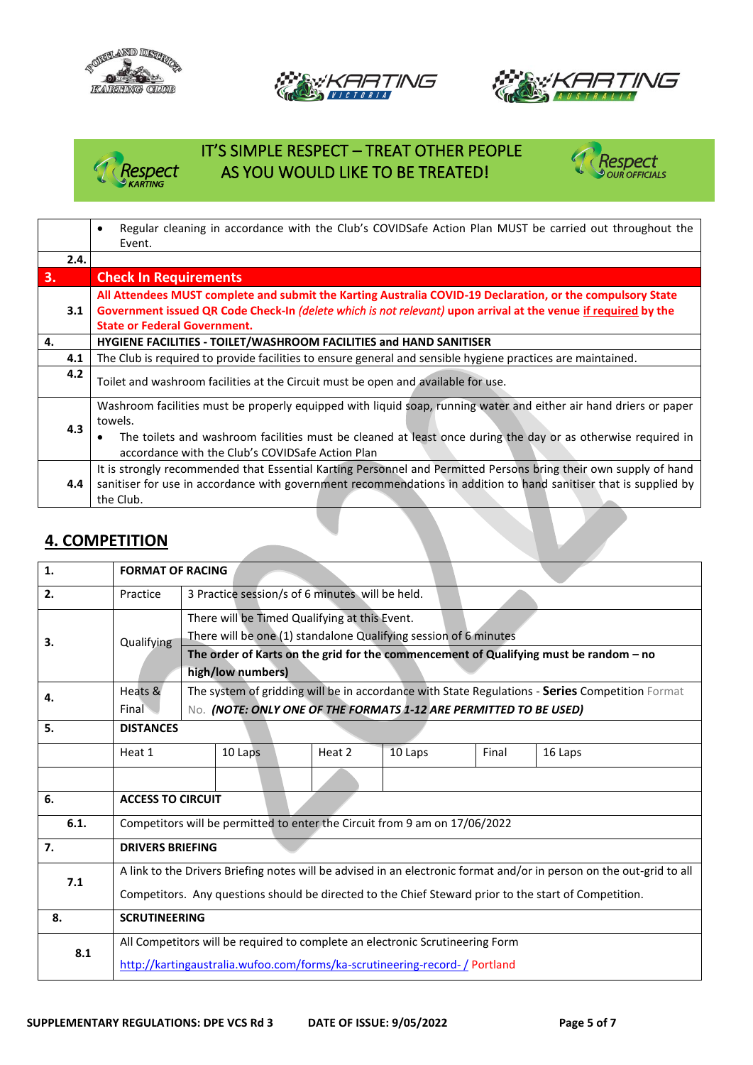IT'S SIMPLE RESPECT – TREAT OTHER PEOPLE AS YOU WOULD LIKE TO BE TREATED!

| | |
|---|---|
| | • Regular cleaning in accordance with the Club's COVIDSafe Action Plan MUST be carried out throughout the Event. |
| 2.4. | |
| **3.** | **Check In Requirements** |
| 3.1 | **All Attendees MUST complete and submit the Karting Australia COVID-19 Declaration, or the compulsory State Government issued QR Code Check-In *(delete which is not relevant)* upon arrival at the venue <u>if required</u> by the State or Federal Government.** |
| **4.** | **HYGIENE FACILITIES - TOILET/WASHROOM FACILITIES and HAND SANITISER** |
| 4.1 | The Club is required to provide facilities to ensure general and sensible hygiene practices are maintained. |
| 4.2 | Toilet and washroom facilities at the Circuit must be open and available for use. |
| 4.3 | Washroom facilities must be properly equipped with liquid soap, running water and either air hand driers or paper towels.<br>• The toilets and washroom facilities must be cleaned at least once during the day or as otherwise required in accordance with the Club's COVIDSafe Action Plan |
| 4.4 | It is strongly recommended that Essential Karting Personnel and Permitted Persons bring their own supply of hand sanitiser for use in accordance with government recommendations in addition to hand sanitiser that is supplied by the Club. |

## 4. COMPETITION

| | | | | | | |
|---|---|---|---|---|---|---|
| **1.** | **FORMAT OF RACING** | | | | | |
| **2.** | Practice | 3 Practice session/s of 6 minutes will be held. | | | | |
| **3.** | Qualifying | There will be Timed Qualifying at this Event.<br>There will be one (1) standalone Qualifying session of 6 minutes<br>**The order of Karts on the grid for the commencement of Qualifying must be random – no high/low numbers)** | | | | |
| **4.** | Heats & Final | The system of gridding will be in accordance with State Regulations - **Series** Competition Format No. ***(NOTE: ONLY ONE OF THE FORMATS 1-12 ARE PERMITTED TO BE USED)*** | | | | |
| **5.** | **DISTANCES** | | | | | |
| | Heat 1 | 10 Laps | Heat 2 | 10 Laps | Final | 16 Laps |
| | | | | | | |
| **6.** | **ACCESS TO CIRCUIT** | | | | | |
| **6.1.** | Competitors will be permitted to enter the Circuit from 9 am on 17/06/2022 | | | | | |
| **7.** | **DRIVERS BRIEFING** | | | | | |
| **7.1** | A link to the Drivers Briefing notes will be advised in an electronic format and/or in person on the out-grid to all Competitors. Any questions should be directed to the Chief Steward prior to the start of Competition. | | | | | |
| **8.** | **SCRUTINEERING** | | | | | |
| **8.1** | All Competitors will be required to complete an electronic Scrutineering Form<br>http://kartingaustralia.wufoo.com/forms/ka-scrutineering-record- / Portland | | | | | |

**SUPPLEMENTARY REGULATIONS: DPE VCS Rd 3** **DATE OF ISSUE: 9/05/2022**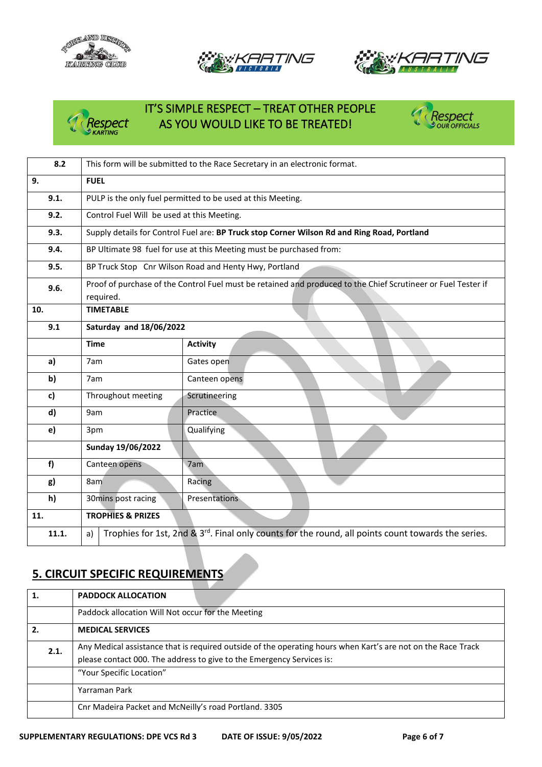IT'S SIMPLE RESPECT – TREAT OTHER PEOPLE AS YOU WOULD LIKE TO BE TREATED!

| | | |
|---|---|---|
| **8.2** | This form will be submitted to the Race Secretary in an electronic format. | |
| **9.** | **FUEL** | |
| **9.1.** | PULP is the only fuel permitted to be used at this Meeting. | |
| **9.2.** | Control Fuel Will be used at this Meeting. | |
| **9.3.** | Supply details for Control Fuel are: **BP Truck stop Corner Wilson Rd and Ring Road, Portland** | |
| **9.4.** | BP Ultimate 98 fuel for use at this Meeting must be purchased from: | |
| **9.5.** | BP Truck Stop Cnr Wilson Road and Henty Hwy, Portland | |
| **9.6.** | Proof of purchase of the Control Fuel must be retained and produced to the Chief Scrutineer or Fuel Tester if required. | |
| **10.** | **TIMETABLE** | |
| **9.1** | **Saturday and 18/06/2022** | |
| | **Time** | **Activity** |
| **a)** | 7am | Gates open |
| **b)** | 7am | Canteen opens |
| **c)** | Throughout meeting | Scrutineering |
| **d)** | 9am | Practice |
| **e)** | 3pm | Qualifying |
| | **Sunday 19/06/2022** | |
| **f)** | Canteen opens | 7am |
| **g)** | 8am | Racing |
| **h)** | 30mins post racing | Presentations |
| **11.** | **TROPHIES & PRIZES** | |
| **11.1.** | a) Trophies for 1st, 2nd & 3rd. Final only counts for the round, all points count towards the series. | |

## 5. CIRCUIT SPECIFIC REQUIREMENTS

| | |
|---|---|
| **1.** | **PADDOCK ALLOCATION** |
| | Paddock allocation Will Not occur for the Meeting |
| **2.** | **MEDICAL SERVICES** |
| **2.1.** | Any Medical assistance that is required outside of the operating hours when Kart's are not on the Race Track please contact 000. The address to give to the Emergency Services is: |
| | "Your Specific Location" |
| | Yarraman Park |
| | Cnr Madeira Packet and McNeilly's road Portland. 3305 |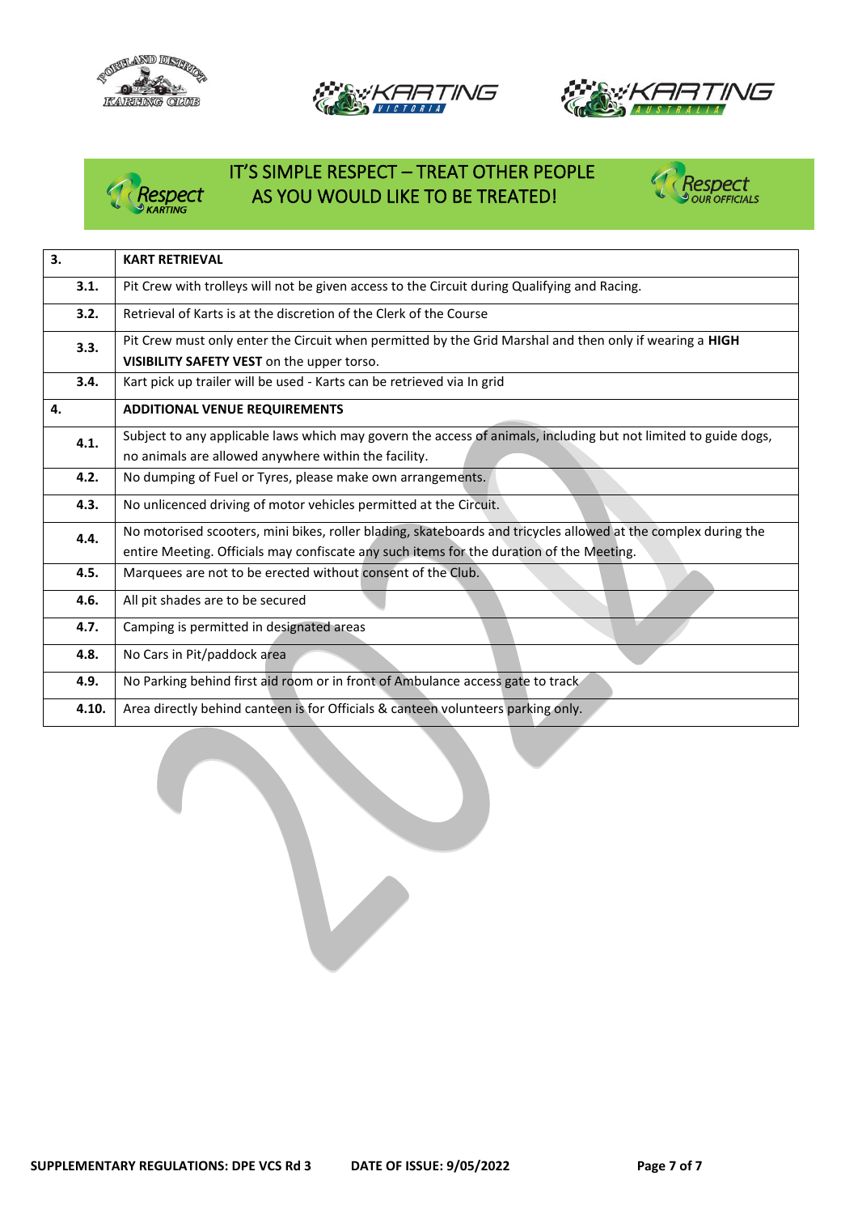IT'S SIMPLE RESPECT – TREAT OTHER PEOPLE AS YOU WOULD LIKE TO BE TREATED!

| | |
|---|---|
| **3.** | **KART RETRIEVAL** |
| **3.1.** | Pit Crew with trolleys will not be given access to the Circuit during Qualifying and Racing. |
| **3.2.** | Retrieval of Karts is at the discretion of the Clerk of the Course |
| **3.3.** | Pit Crew must only enter the Circuit when permitted by the Grid Marshal and then only if wearing a **HIGH VISIBILITY SAFETY VEST** on the upper torso. |
| **3.4.** | Kart pick up trailer will be used - Karts can be retrieved via In grid |
| **4.** | **ADDITIONAL VENUE REQUIREMENTS** |
| **4.1.** | Subject to any applicable laws which may govern the access of animals, including but not limited to guide dogs, no animals are allowed anywhere within the facility. |
| **4.2.** | No dumping of Fuel or Tyres, please make own arrangements. |
| **4.3.** | No unlicenced driving of motor vehicles permitted at the Circuit. |
| **4.4.** | No motorised scooters, mini bikes, roller blading, skateboards and tricycles allowed at the complex during the entire Meeting. Officials may confiscate any such items for the duration of the Meeting. |
| **4.5.** | Marquees are not to be erected without consent of the Club. |
| **4.6.** | All pit shades are to be secured |
| **4.7.** | Camping is permitted in designated areas |
| **4.8.** | No Cars in Pit/paddock area |
| **4.9.** | No Parking behind first aid room or in front of Ambulance access gate to track |
| **4.10.** | Area directly behind canteen is for Officials & canteen volunteers parking only. |